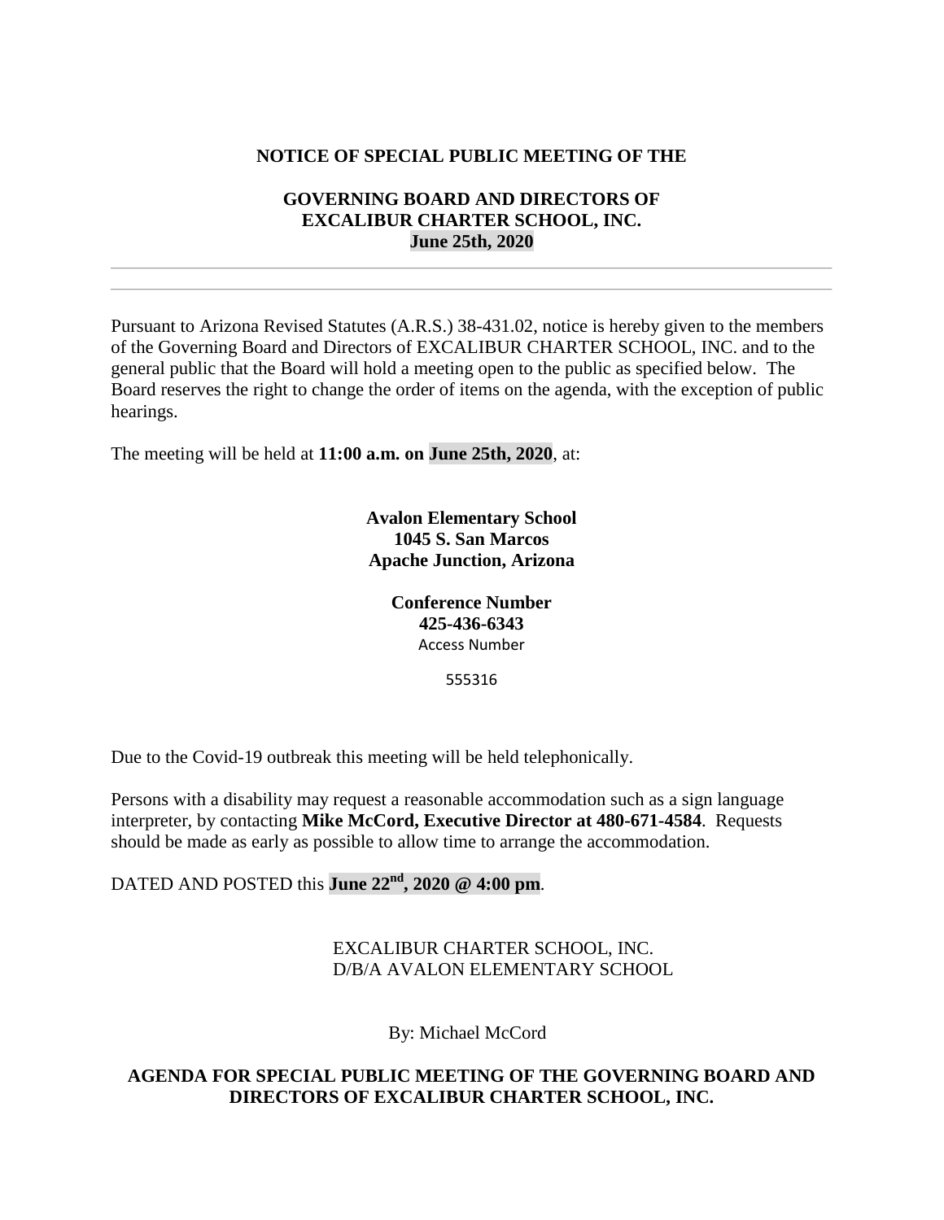**NOTICE OF SPECIAL PUBLIC MEETING OF THE**

**GOVERNING BOARD AND DIRECTORS OF**
**EXCALIBUR CHARTER SCHOOL, INC.**
**June 25th, 2020**

---

---

Pursuant to Arizona Revised Statutes (A.R.S.) 38-431.02, notice is hereby given to the members of the Governing Board and Directors of EXCALIBUR CHARTER SCHOOL, INC. and to the general public that the Board will hold a meeting open to the public as specified below. The Board reserves the right to change the order of items on the agenda, with the exception of public hearings.

The meeting will be held at **11:00 a.m. on June 25th, 2020**, at:

**Avalon Elementary School**
**1045 S. San Marcos**
**Apache Junction, Arizona**

**Conference Number**
**425-436-6343**
Access Number

555316

Due to the Covid-19 outbreak this meeting will be held telephonically.

Persons with a disability may request a reasonable accommodation such as a sign language interpreter, by contacting **Mike McCord, Executive Director at 480-671-4584**. Requests should be made as early as possible to allow time to arrange the accommodation.

DATED AND POSTED this **June 22nd, 2020 @ 4:00 pm**.

EXCALIBUR CHARTER SCHOOL, INC.
D/B/A AVALON ELEMENTARY SCHOOL

By: Michael McCord

**AGENDA FOR SPECIAL PUBLIC MEETING OF THE GOVERNING BOARD AND DIRECTORS OF EXCALIBUR CHARTER SCHOOL, INC.**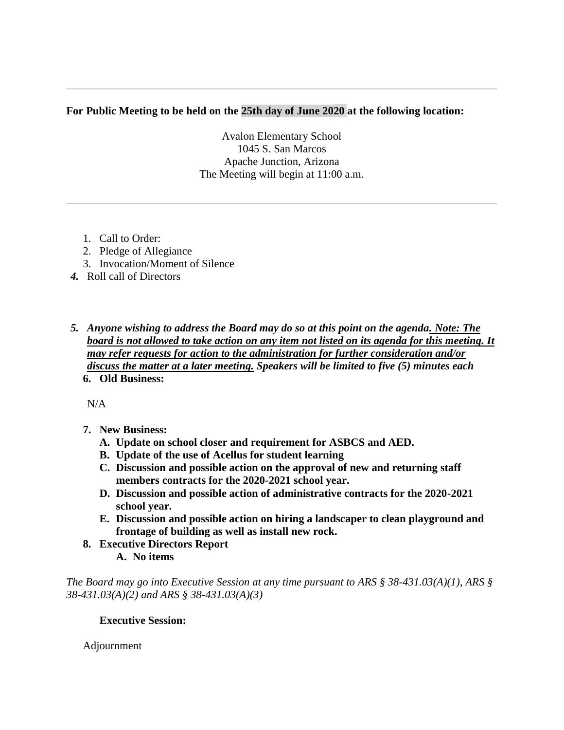---

**For Public Meeting to be held on the 25th day of June 2020 at the following location:**

Avalon Elementary School
1045 S. San Marcos
Apache Junction, Arizona
The Meeting will begin at 11:00 a.m.

---

1. Call to Order:
2. Pledge of Allegiance
3. Invocation/Moment of Silence
4. Roll call of Directors

5. ***Anyone wishing to address the Board may do so at this point on the agenda. Note: The board is not allowed to take action on any item not listed on its agenda for this meeting. It may refer requests for action to the administration for further consideration and/or discuss the matter at a later meeting. Speakers will be limited to five (5) minutes each***
6. **Old Business:**

   N/A

7. **New Business:**
   - **A. Update on school closer and requirement for ASBCS and AED.**
   - **B. Update of the use of Acellus for student learning**
   - **C. Discussion and possible action on the approval of new and returning staff members contracts for the 2020-2021 school year.**
   - **D. Discussion and possible action of administrative contracts for the 2020-2021 school year.**
   - **E. Discussion and possible action on hiring a landscaper to clean playground and frontage of building as well as install new rock.**
8. **Executive Directors Report**
   - **A. No items**

*The Board may go into Executive Session at any time pursuant to ARS § 38-431.03(A)(1), ARS § 38-431.03(A)(2) and ARS § 38-431.03(A)(3)*

**Executive Session:**

Adjournment